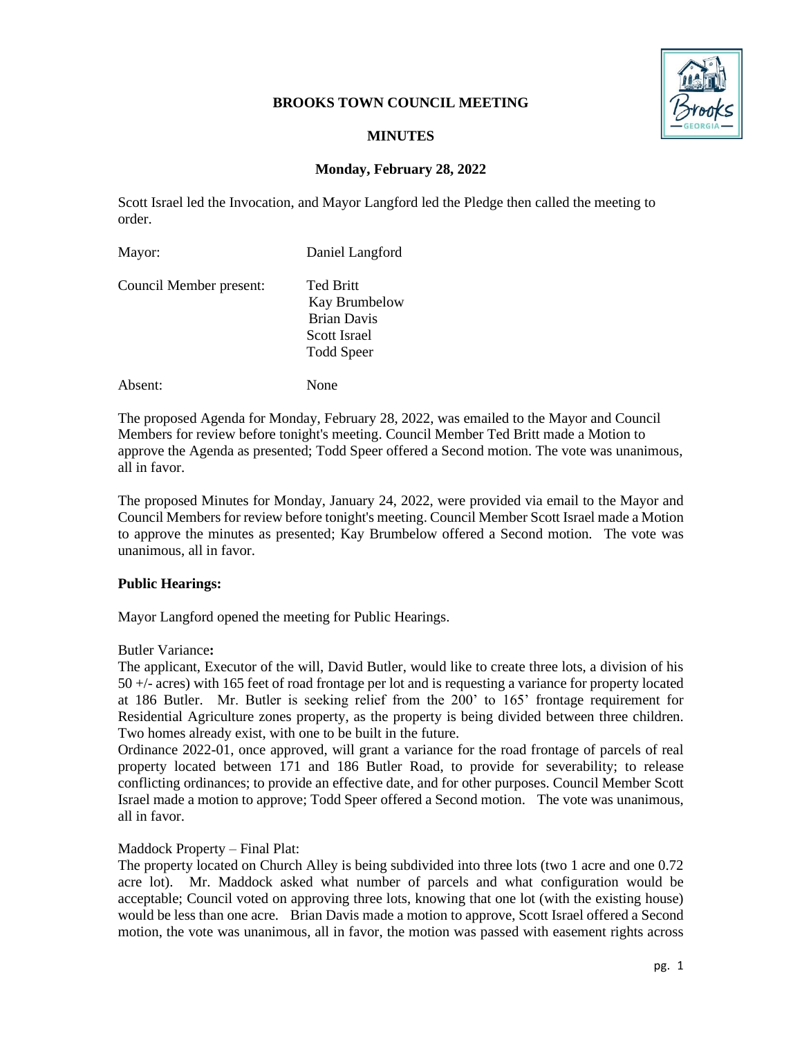**BROOKS TOWN COUNCIL MEETING**

**MINUTES**

**Monday, February 28, 2022**

Scott Israel led the Invocation, and Mayor Langford led the Pledge then called the meeting to order.

Mayor: Daniel Langford

Council Member present: Ted Britt, Kay Brumbelow, Brian Davis, Scott Israel, Todd Speer

Absent: None

The proposed Agenda for Monday, February 28, 2022, was emailed to the Mayor and Council Members for review before tonight's meeting. Council Member Ted Britt made a Motion to approve the Agenda as presented; Todd Speer offered a Second motion. The vote was unanimous, all in favor.

The proposed Minutes for Monday, January 24, 2022, were provided via email to the Mayor and Council Members for review before tonight's meeting. Council Member Scott Israel made a Motion to approve the minutes as presented; Kay Brumbelow offered a Second motion. The vote was unanimous, all in favor.

**Public Hearings:**

Mayor Langford opened the meeting for Public Hearings.

Butler Variance**:**

The applicant, Executor of the will, David Butler, would like to create three lots, a division of his 50 +/- acres) with 165 feet of road frontage per lot and is requesting a variance for property located at 186 Butler. Mr. Butler is seeking relief from the 200' to 165' frontage requirement for Residential Agriculture zones property, as the property is being divided between three children. Two homes already exist, with one to be built in the future.

Ordinance 2022-01, once approved, will grant a variance for the road frontage of parcels of real property located between 171 and 186 Butler Road, to provide for severability; to release conflicting ordinances; to provide an effective date, and for other purposes. Council Member Scott Israel made a motion to approve; Todd Speer offered a Second motion. The vote was unanimous, all in favor.

Maddock Property – Final Plat:

The property located on Church Alley is being subdivided into three lots (two 1 acre and one 0.72 acre lot). Mr. Maddock asked what number of parcels and what configuration would be acceptable; Council voted on approving three lots, knowing that one lot (with the existing house) would be less than one acre. Brian Davis made a motion to approve, Scott Israel offered a Second motion, the vote was unanimous, all in favor, the motion was passed with easement rights across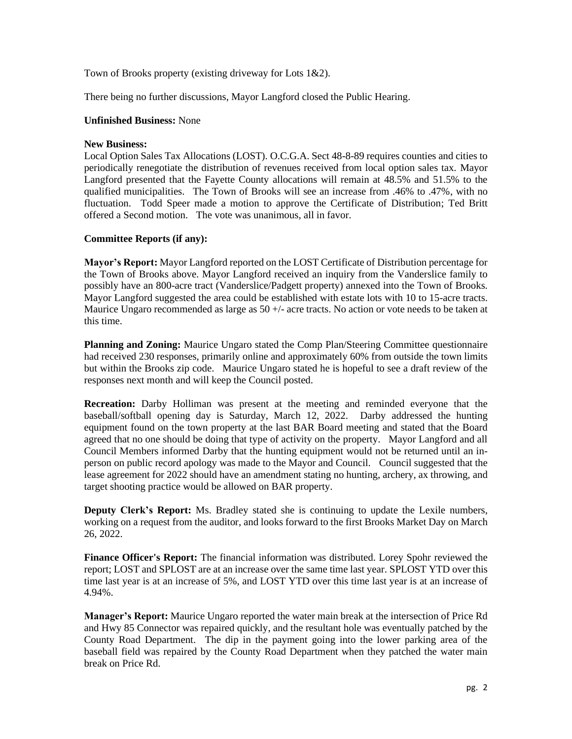Town of Brooks property (existing driveway for Lots 1&2).

There being no further discussions, Mayor Langford closed the Public Hearing.

**Unfinished Business:** None

**New Business:**
Local Option Sales Tax Allocations (LOST). O.C.G.A. Sect 48-8-89 requires counties and cities to periodically renegotiate the distribution of revenues received from local option sales tax. Mayor Langford presented that the Fayette County allocations will remain at 48.5% and 51.5% to the qualified municipalities. The Town of Brooks will see an increase from .46% to .47%, with no fluctuation. Todd Speer made a motion to approve the Certificate of Distribution; Ted Britt offered a Second motion. The vote was unanimous, all in favor.

**Committee Reports (if any):**

**Mayor's Report:** Mayor Langford reported on the LOST Certificate of Distribution percentage for the Town of Brooks above. Mayor Langford received an inquiry from the Vanderslice family to possibly have an 800-acre tract (Vanderslice/Padgett property) annexed into the Town of Brooks. Mayor Langford suggested the area could be established with estate lots with 10 to 15-acre tracts. Maurice Ungaro recommended as large as 50 +/- acre tracts. No action or vote needs to be taken at this time.

**Planning and Zoning:** Maurice Ungaro stated the Comp Plan/Steering Committee questionnaire had received 230 responses, primarily online and approximately 60% from outside the town limits but within the Brooks zip code. Maurice Ungaro stated he is hopeful to see a draft review of the responses next month and will keep the Council posted.

**Recreation:** Darby Holliman was present at the meeting and reminded everyone that the baseball/softball opening day is Saturday, March 12, 2022. Darby addressed the hunting equipment found on the town property at the last BAR Board meeting and stated that the Board agreed that no one should be doing that type of activity on the property. Mayor Langford and all Council Members informed Darby that the hunting equipment would not be returned until an in-person on public record apology was made to the Mayor and Council. Council suggested that the lease agreement for 2022 should have an amendment stating no hunting, archery, ax throwing, and target shooting practice would be allowed on BAR property.

**Deputy Clerk's Report:** Ms. Bradley stated she is continuing to update the Lexile numbers, working on a request from the auditor, and looks forward to the first Brooks Market Day on March 26, 2022.

**Finance Officer's Report:** The financial information was distributed. Lorey Spohr reviewed the report; LOST and SPLOST are at an increase over the same time last year. SPLOST YTD over this time last year is at an increase of 5%, and LOST YTD over this time last year is at an increase of 4.94%.

**Manager's Report:** Maurice Ungaro reported the water main break at the intersection of Price Rd and Hwy 85 Connector was repaired quickly, and the resultant hole was eventually patched by the County Road Department. The dip in the payment going into the lower parking area of the baseball field was repaired by the County Road Department when they patched the water main break on Price Rd.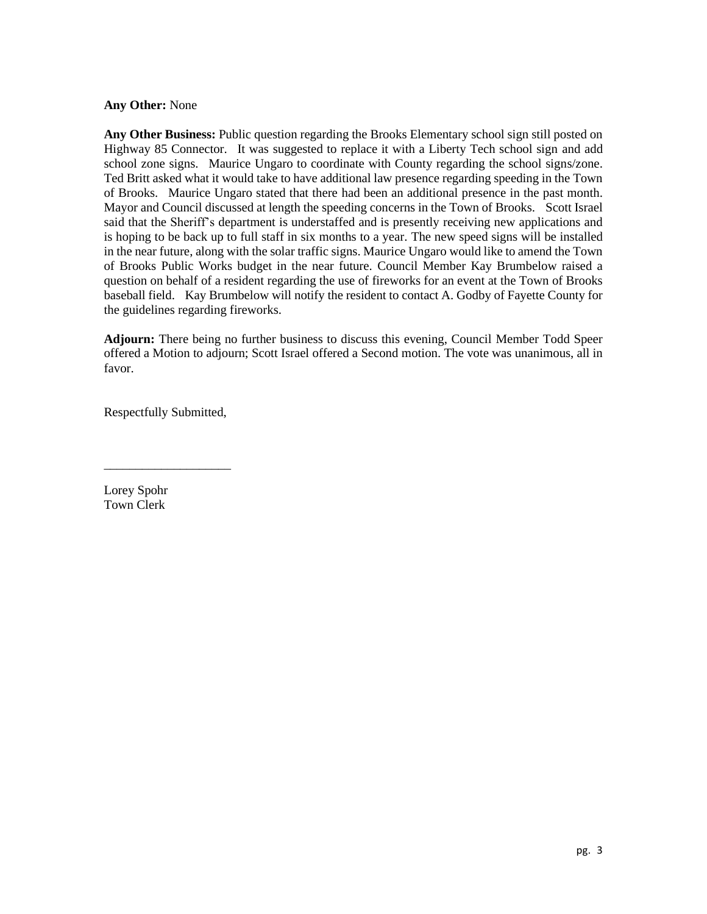**Any Other:** None

**Any Other Business:** Public question regarding the Brooks Elementary school sign still posted on Highway 85 Connector. It was suggested to replace it with a Liberty Tech school sign and add school zone signs. Maurice Ungaro to coordinate with County regarding the school signs/zone. Ted Britt asked what it would take to have additional law presence regarding speeding in the Town of Brooks. Maurice Ungaro stated that there had been an additional presence in the past month. Mayor and Council discussed at length the speeding concerns in the Town of Brooks. Scott Israel said that the Sheriff's department is understaffed and is presently receiving new applications and is hoping to be back up to full staff in six months to a year. The new speed signs will be installed in the near future, along with the solar traffic signs. Maurice Ungaro would like to amend the Town of Brooks Public Works budget in the near future. Council Member Kay Brumbelow raised a question on behalf of a resident regarding the use of fireworks for an event at the Town of Brooks baseball field. Kay Brumbelow will notify the resident to contact A. Godby of Fayette County for the guidelines regarding fireworks.

**Adjourn:** There being no further business to discuss this evening, Council Member Todd Speer offered a Motion to adjourn; Scott Israel offered a Second motion. The vote was unanimous, all in favor.

Respectfully Submitted,

\_\_\_\_\_\_\_\_\_\_\_\_\_\_\_\_\_\_\_\_

Lorey Spohr
Town Clerk